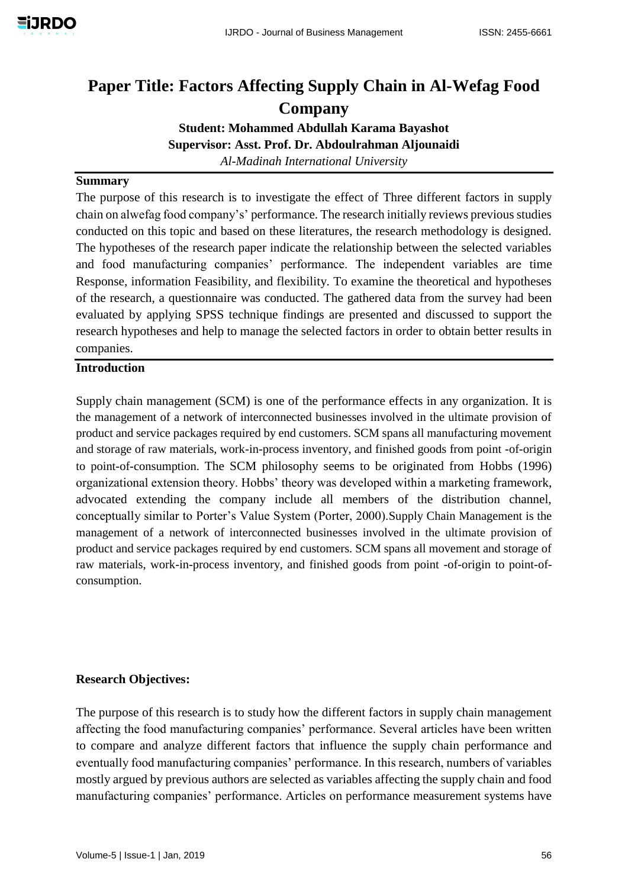# Paper Title: Factors Affecting Supply Chain in Al-Wefag Food Company

**Student: Mohammed Abdullah Karama Bayashot**

**Supervisor: Asst. Prof. Dr. Abdoulrahman Aljounaidi**

*Al-Madinah International University*

## Summary

The purpose of this research is to investigate the effect of Three different factors in supply chain on alwefag food company's' performance. The research initially reviews previous studies conducted on this topic and based on these literatures, the research methodology is designed. The hypotheses of the research paper indicate the relationship between the selected variables and food manufacturing companies' performance. The independent variables are time Response, information Feasibility, and flexibility. To examine the theoretical and hypotheses of the research, a questionnaire was conducted. The gathered data from the survey had been evaluated by applying SPSS technique findings are presented and discussed to support the research hypotheses and help to manage the selected factors in order to obtain better results in companies.

## Introduction

Supply chain management (SCM) is one of the performance effects in any organization. It is the management of a network of interconnected businesses involved in the ultimate provision of product and service packages required by end customers. SCM spans all manufacturing movement and storage of raw materials, work-in-process inventory, and finished goods from point -of-origin to point-of-consumption. The SCM philosophy seems to be originated from Hobbs (1996) organizational extension theory. Hobbs' theory was developed within a marketing framework, advocated extending the company include all members of the distribution channel, conceptually similar to Porter's Value System (Porter, 2000).Supply Chain Management is the management of a network of interconnected businesses involved in the ultimate provision of product and service packages required by end customers. SCM spans all movement and storage of raw materials, work-in-process inventory, and finished goods from point -of-origin to point-of-consumption.

**Research Objectives:**

The purpose of this research is to study how the different factors in supply chain management affecting the food manufacturing companies' performance. Several articles have been written to compare and analyze different factors that influence the supply chain performance and eventually food manufacturing companies' performance. In this research, numbers of variables mostly argued by previous authors are selected as variables affecting the supply chain and food manufacturing companies' performance. Articles on performance measurement systems have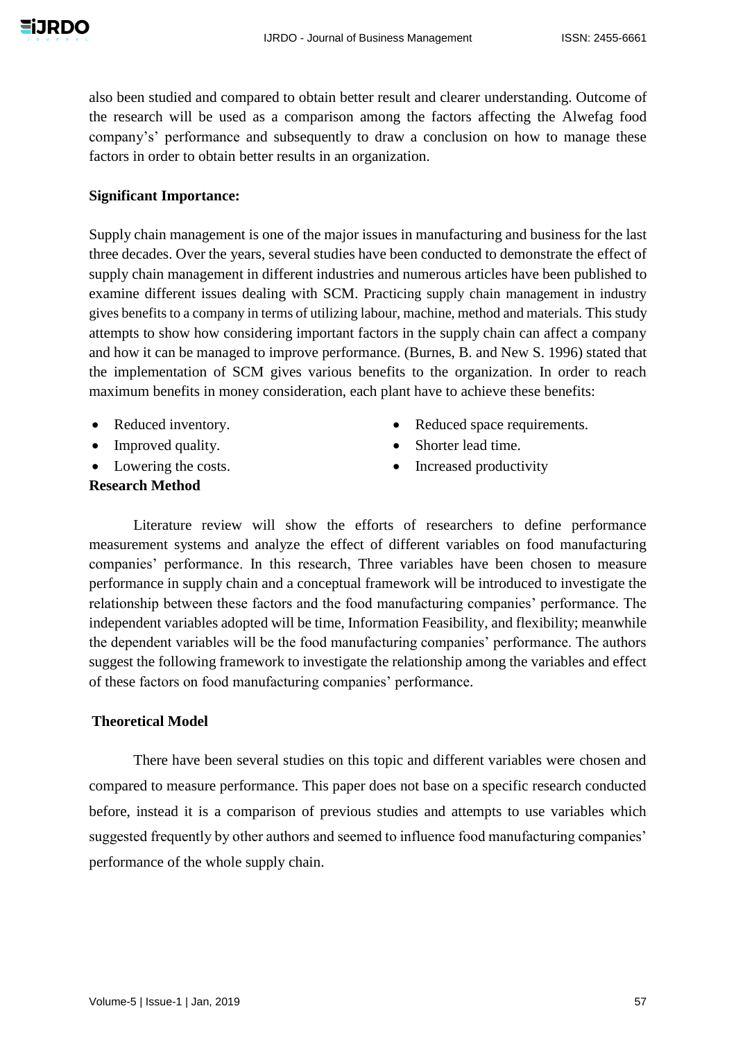also been studied and compared to obtain better result and clearer understanding. Outcome of the research will be used as a comparison among the factors affecting the Alwefag food company's' performance and subsequently to draw a conclusion on how to manage these factors in order to obtain better results in an organization.

**Significant Importance:**

Supply chain management is one of the major issues in manufacturing and business for the last three decades. Over the years, several studies have been conducted to demonstrate the effect of supply chain management in different industries and numerous articles have been published to examine different issues dealing with SCM. Practicing supply chain management in industry gives benefits to a company in terms of utilizing labour, machine, method and materials. This study attempts to show how considering important factors in the supply chain can affect a company and how it can be managed to improve performance. (Burnes, B. and New S. 1996) stated that the implementation of SCM gives various benefits to the organization. In order to reach maximum benefits in money consideration, each plant have to achieve these benefits:

- Reduced inventory.
- Improved quality.
- Lowering the costs.
- Reduced space requirements.
- Shorter lead time.
- Increased productivity

**Research Method**

Literature review will show the efforts of researchers to define performance measurement systems and analyze the effect of different variables on food manufacturing companies' performance. In this research, Three variables have been chosen to measure performance in supply chain and a conceptual framework will be introduced to investigate the relationship between these factors and the food manufacturing companies' performance. The independent variables adopted will be time, Information Feasibility, and flexibility; meanwhile the dependent variables will be the food manufacturing companies' performance. The authors suggest the following framework to investigate the relationship among the variables and effect of these factors on food manufacturing companies' performance.

**Theoretical Model**

There have been several studies on this topic and different variables were chosen and compared to measure performance. This paper does not base on a specific research conducted before, instead it is a comparison of previous studies and attempts to use variables which suggested frequently by other authors and seemed to influence food manufacturing companies' performance of the whole supply chain.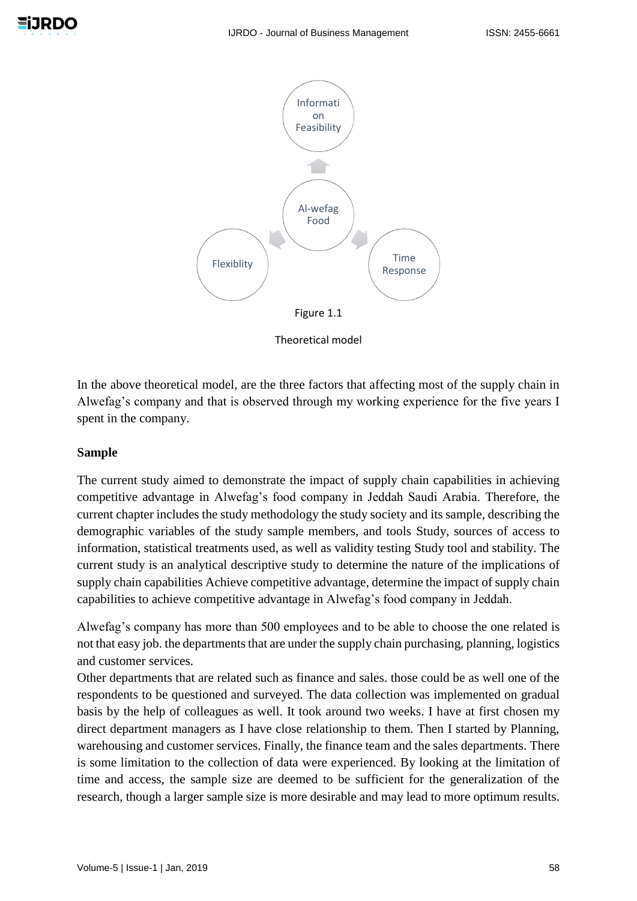Figure 1.1

Theoretical model

In the above theoretical model, are the three factors that affecting most of the supply chain in Alwefag's company and that is observed through my working experience for the five years I spent in the company.

## Sample

The current study aimed to demonstrate the impact of supply chain capabilities in achieving competitive advantage in Alwefag's food company in Jeddah Saudi Arabia. Therefore, the current chapter includes the study methodology the study society and its sample, describing the demographic variables of the study sample members, and tools Study, sources of access to information, statistical treatments used, as well as validity testing Study tool and stability. The current study is an analytical descriptive study to determine the nature of the implications of supply chain capabilities Achieve competitive advantage, determine the impact of supply chain capabilities to achieve competitive advantage in Alwefag's food company in Jeddah.

Alwefag's company has more than 500 employees and to be able to choose the one related is not that easy job. the departments that are under the supply chain purchasing, planning, logistics and customer services.

Other departments that are related such as finance and sales. those could be as well one of the respondents to be questioned and surveyed. The data collection was implemented on gradual basis by the help of colleagues as well. It took around two weeks. I have at first chosen my direct department managers as I have close relationship to them. Then I started by Planning, warehousing and customer services. Finally, the finance team and the sales departments. There is some limitation to the collection of data were experienced. By looking at the limitation of time and access, the sample size are deemed to be sufficient for the generalization of the research, though a larger sample size is more desirable and may lead to more optimum results.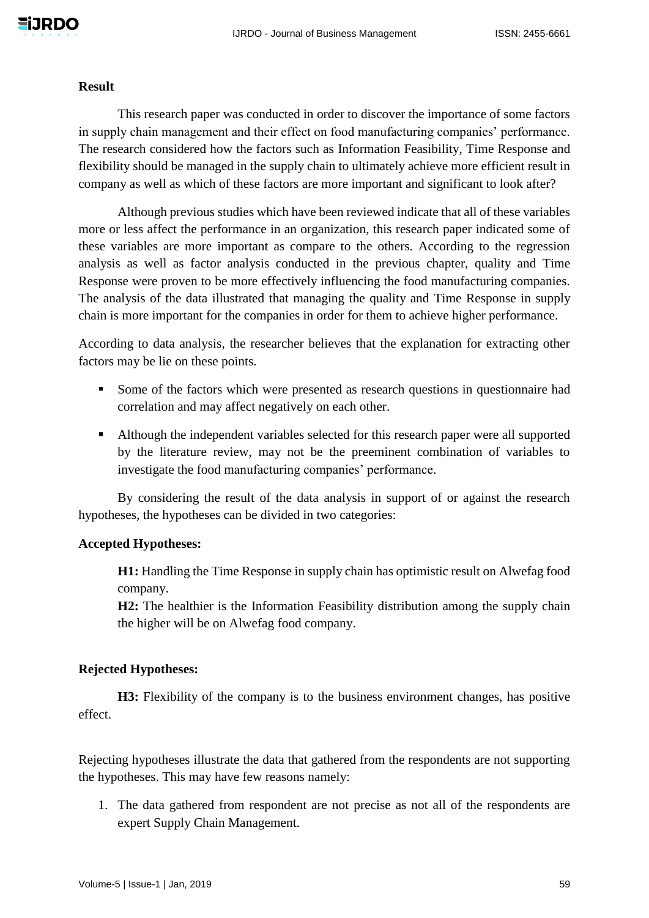## Result

This research paper was conducted in order to discover the importance of some factors in supply chain management and their effect on food manufacturing companies' performance. The research considered how the factors such as Information Feasibility, Time Response and flexibility should be managed in the supply chain to ultimately achieve more efficient result in company as well as which of these factors are more important and significant to look after?

Although previous studies which have been reviewed indicate that all of these variables more or less affect the performance in an organization, this research paper indicated some of these variables are more important as compare to the others. According to the regression analysis as well as factor analysis conducted in the previous chapter, quality and Time Response were proven to be more effectively influencing the food manufacturing companies. The analysis of the data illustrated that managing the quality and Time Response in supply chain is more important for the companies in order for them to achieve higher performance.

According to data analysis, the researcher believes that the explanation for extracting other factors may be lie on these points.

- Some of the factors which were presented as research questions in questionnaire had correlation and may affect negatively on each other.
- Although the independent variables selected for this research paper were all supported by the literature review, may not be the preeminent combination of variables to investigate the food manufacturing companies' performance.

By considering the result of the data analysis in support of or against the research hypotheses, the hypotheses can be divided in two categories:

**Accepted Hypotheses:**

**H1:** Handling the Time Response in supply chain has optimistic result on Alwefag food company.

**H2:** The healthier is the Information Feasibility distribution among the supply chain the higher will be on Alwefag food company.

**Rejected Hypotheses:**

**H3:** Flexibility of the company is to the business environment changes, has positive effect.

Rejecting hypotheses illustrate the data that gathered from the respondents are not supporting the hypotheses. This may have few reasons namely:

1. The data gathered from respondent are not precise as not all of the respondents are expert Supply Chain Management.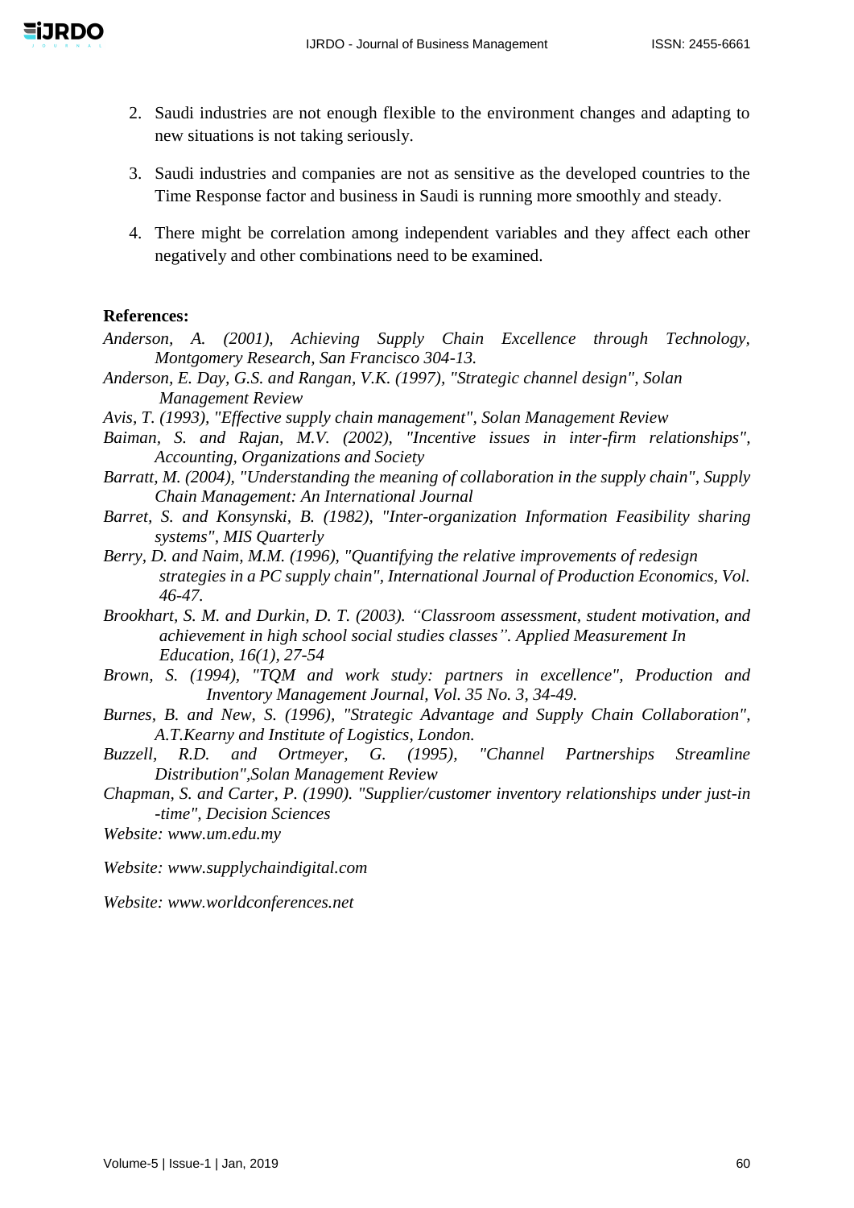2. Saudi industries are not enough flexible to the environment changes and adapting to new situations is not taking seriously.

3. Saudi industries and companies are not as sensitive as the developed countries to the Time Response factor and business in Saudi is running more smoothly and steady.

4. There might be correlation among independent variables and they affect each other negatively and other combinations need to be examined.

**References:**

*Anderson, A. (2001), Achieving Supply Chain Excellence through Technology, Montgomery Research, San Francisco 304-13.*

*Anderson, E. Day, G.S. and Rangan, V.K. (1997), "Strategic channel design", Solan Management Review*

*Avis, T. (1993), "Effective supply chain management", Solan Management Review*

*Baiman, S. and Rajan, M.V. (2002), "Incentive issues in inter-firm relationships", Accounting, Organizations and Society*

*Barratt, M. (2004), "Understanding the meaning of collaboration in the supply chain", Supply Chain Management: An International Journal*

*Barret, S. and Konsynski, B. (1982), "Inter-organization Information Feasibility sharing systems", MIS Quarterly*

*Berry, D. and Naim, M.M. (1996), "Quantifying the relative improvements of redesign strategies in a PC supply chain", International Journal of Production Economics, Vol. 46-47.*

*Brookhart, S. M. and Durkin, D. T. (2003). "Classroom assessment, student motivation, and achievement in high school social studies classes". Applied Measurement In Education, 16(1), 27-54*

*Brown, S. (1994), "TQM and work study: partners in excellence", Production and Inventory Management Journal, Vol. 35 No. 3, 34-49.*

*Burnes, B. and New, S. (1996), "Strategic Advantage and Supply Chain Collaboration", A.T.Kearny and Institute of Logistics, London.*

*Buzzell, R.D. and Ortmeyer, G. (1995), "Channel Partnerships Streamline Distribution",Solan Management Review*

*Chapman, S. and Carter, P. (1990). "Supplier/customer inventory relationships under just-in -time", Decision Sciences*

*Website: www.um.edu.my*

*Website: www.supplychaindigital.com*

*Website: www.worldconferences.net*